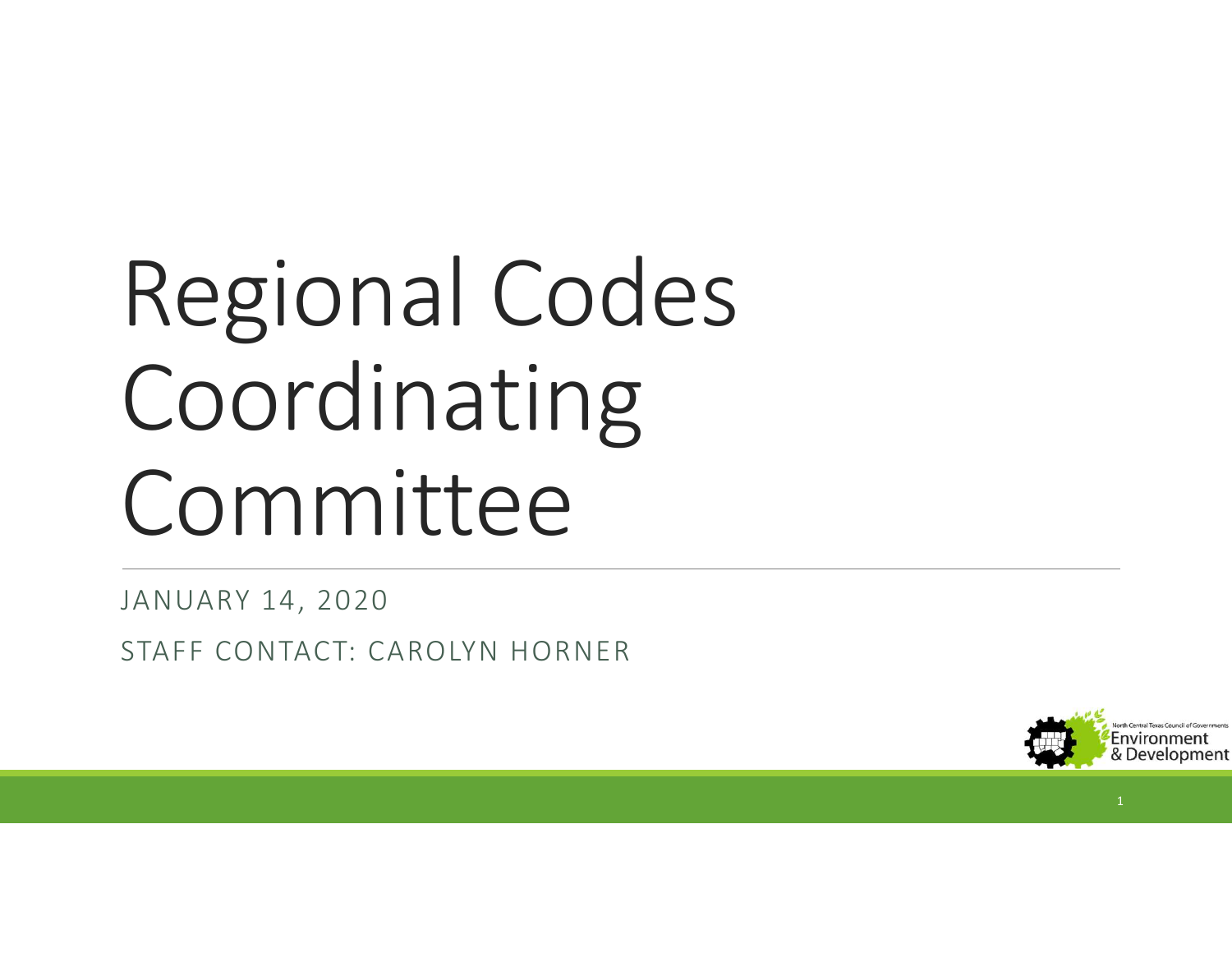# Regional Codes Coordinating Committee

JANUARY 14, 2020

STAFF CONTACT: CAROLYN HORNER

North Central Texas Council of Governments
Environment & Development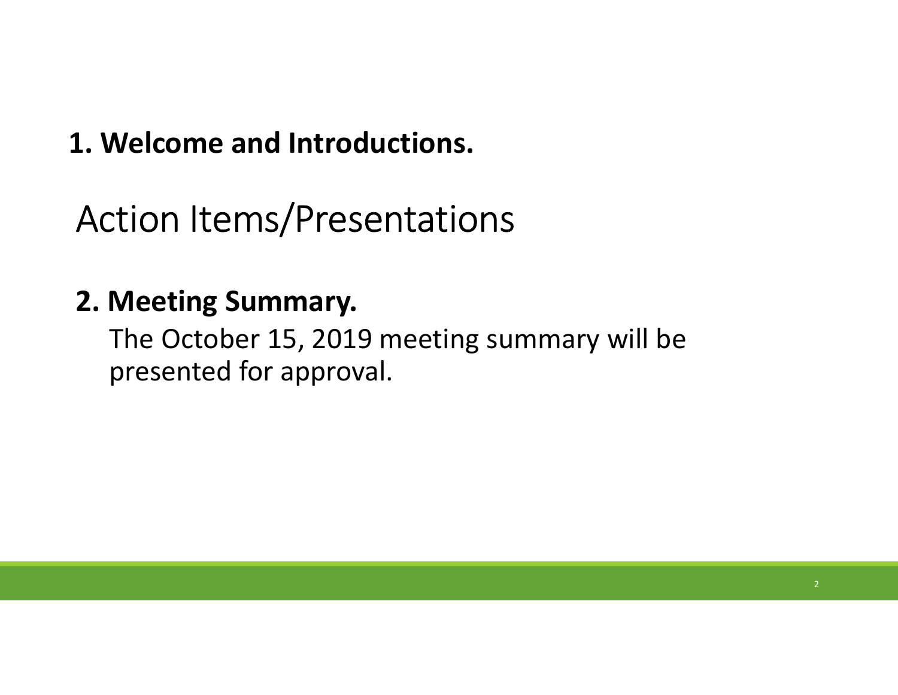**1. Welcome and Introductions.**

# Action Items/Presentations

## 2. Meeting Summary.

The October 15, 2019 meeting summary will be presented for approval.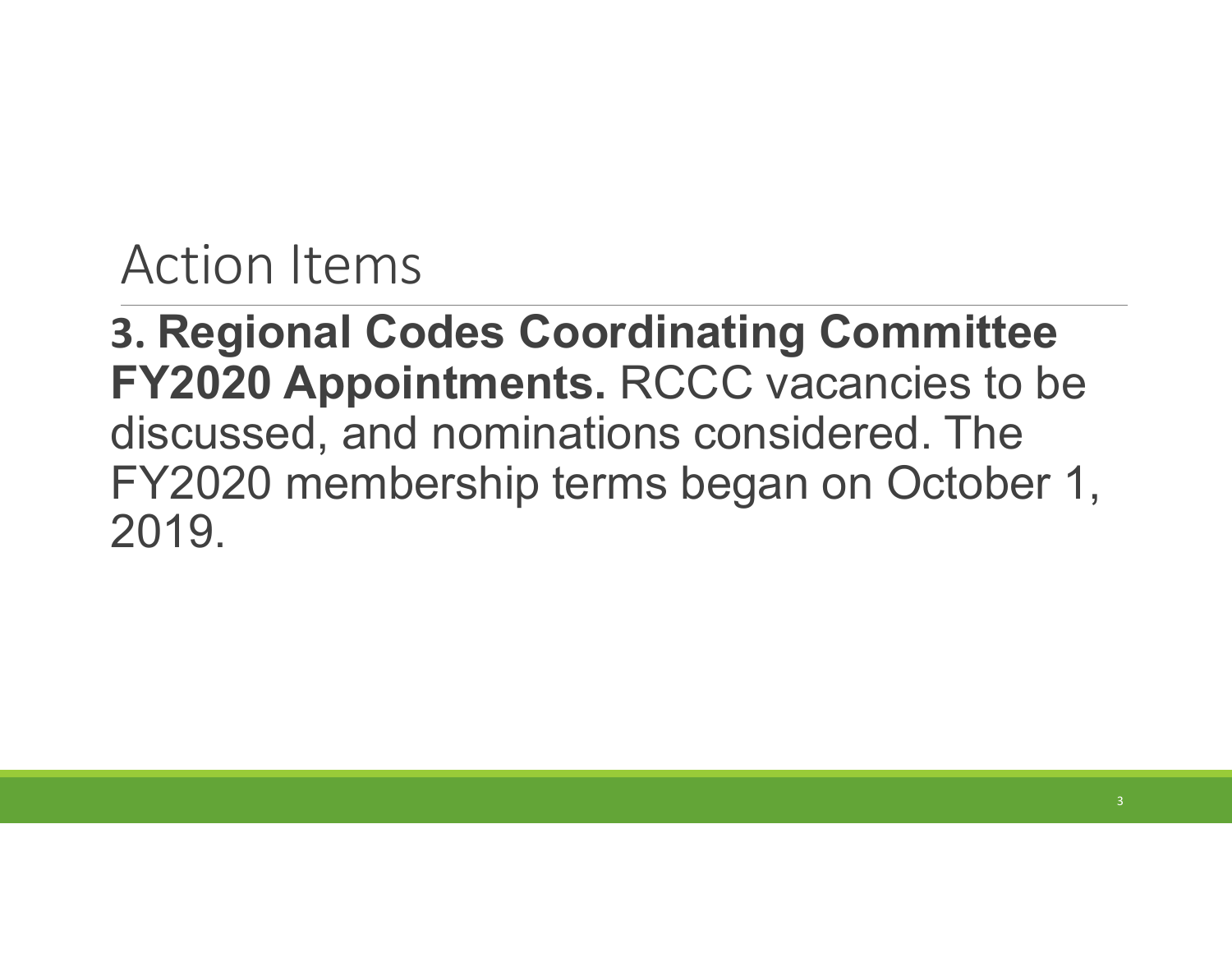# Action Items

**3. Regional Codes Coordinating Committee FY2020 Appointments.** RCCC vacancies to be discussed, and nominations considered. The FY2020 membership terms began on October 1, 2019.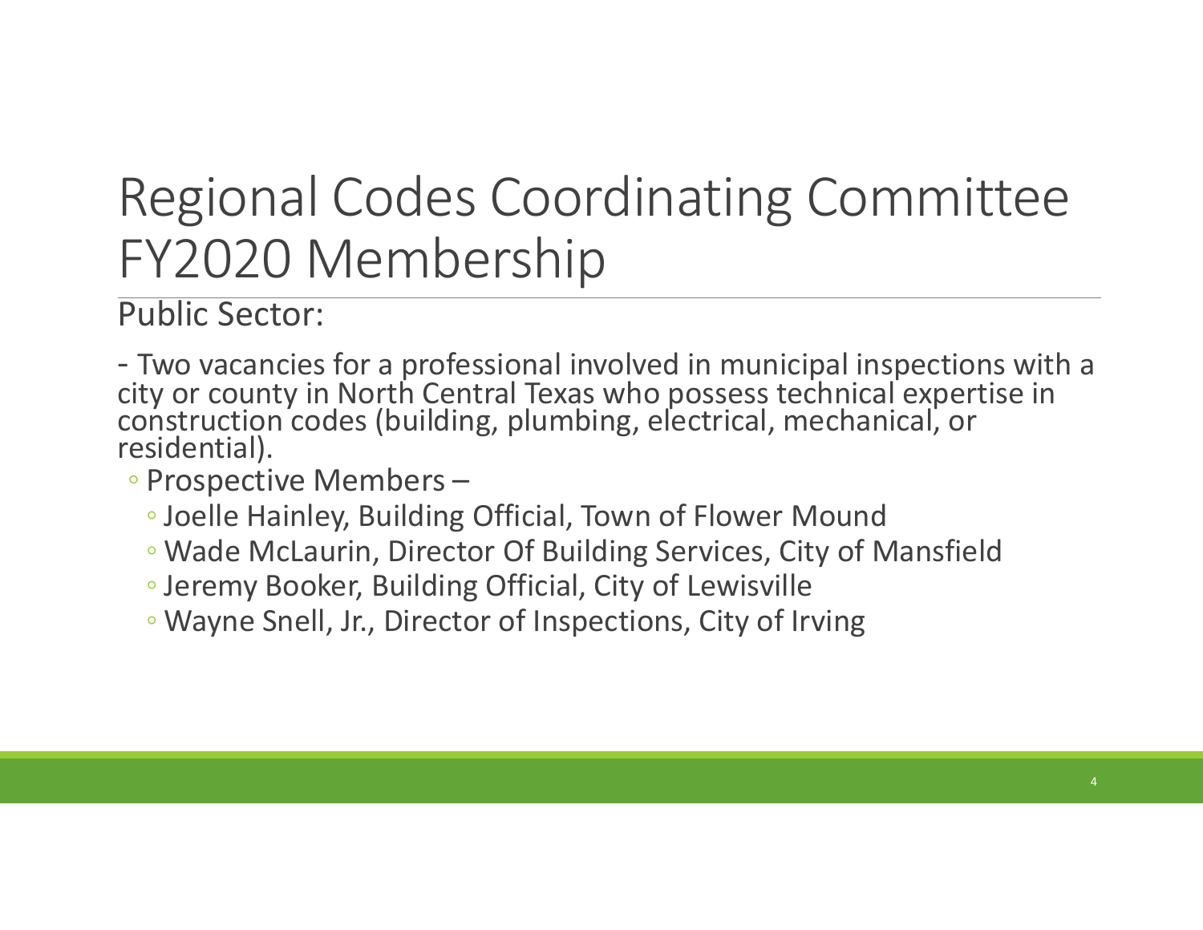# Regional Codes Coordinating Committee FY2020 Membership

Public Sector:

- Two vacancies for a professional involved in municipal inspections with a city or county in North Central Texas who possess technical expertise in construction codes (building, plumbing, electrical, mechanical, or residential).
  - Prospective Members –
    - Joelle Hainley, Building Official, Town of Flower Mound
    - Wade McLaurin, Director Of Building Services, City of Mansfield
    - Jeremy Booker, Building Official, City of Lewisville
    - Wayne Snell, Jr., Director of Inspections, City of Irving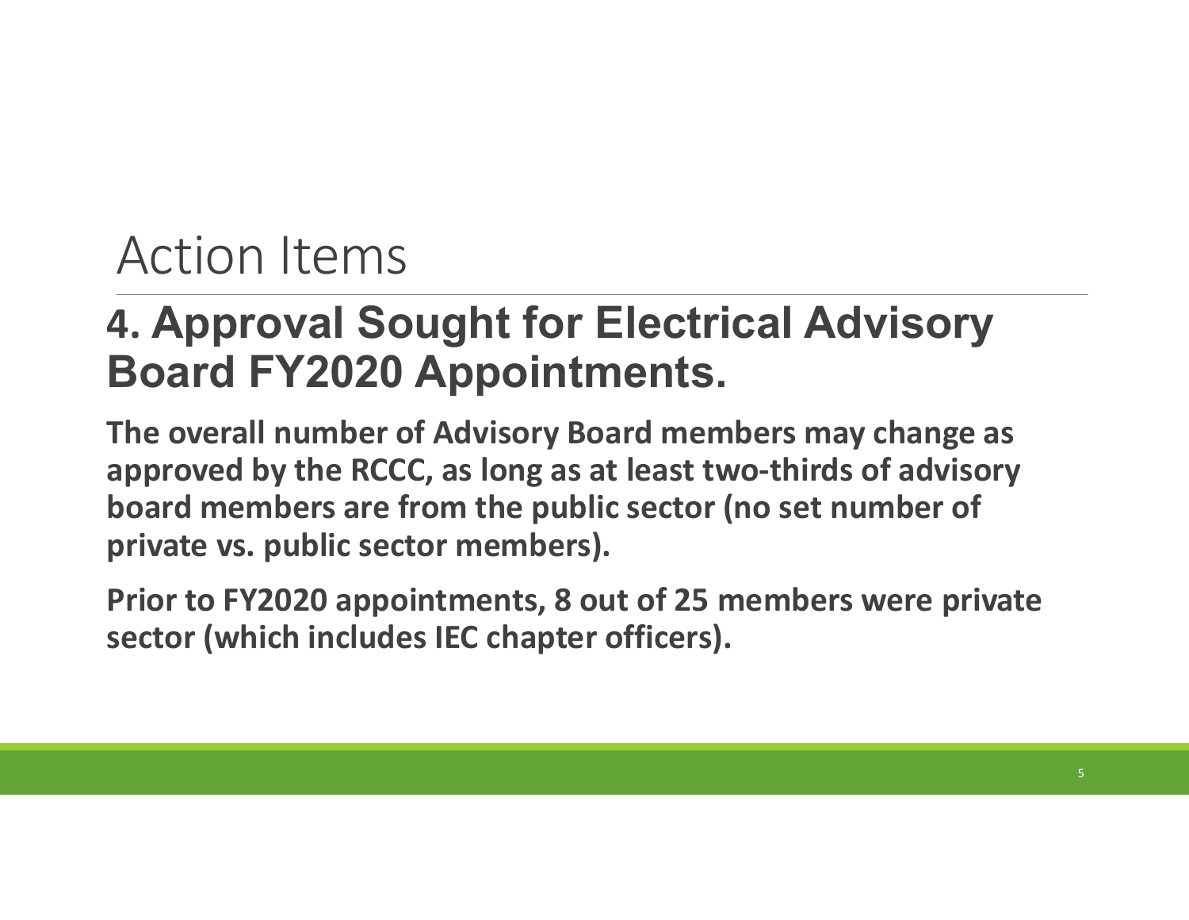# Action Items

## 4. Approval Sought for Electrical Advisory Board FY2020 Appointments.

**The overall number of Advisory Board members may change as approved by the RCCC, as long as at least two-thirds of advisory board members are from the public sector (no set number of private vs. public sector members).**

**Prior to FY2020 appointments, 8 out of 25 members were private sector (which includes IEC chapter officers).**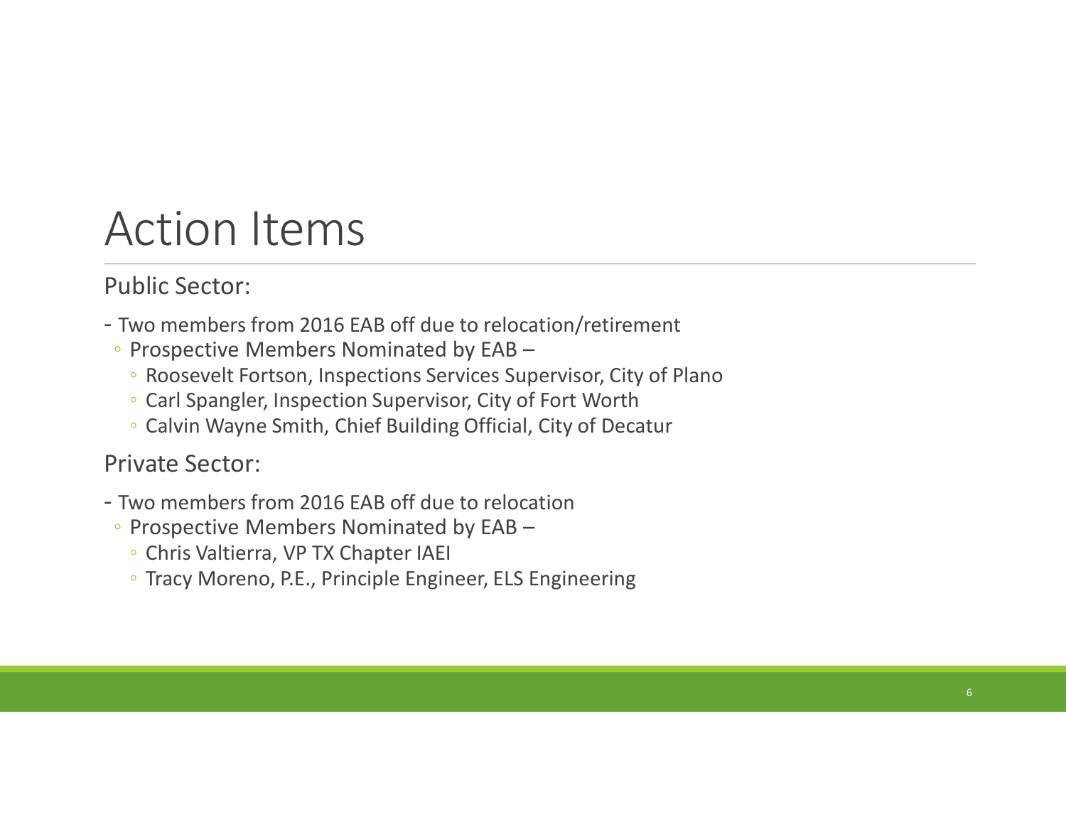# Action Items

Public Sector:

- Two members from 2016 EAB off due to relocation/retirement
  - Prospective Members Nominated by EAB –
    - Roosevelt Fortson, Inspections Services Supervisor, City of Plano
    - Carl Spangler, Inspection Supervisor, City of Fort Worth
    - Calvin Wayne Smith, Chief Building Official, City of Decatur

Private Sector:

- Two members from 2016 EAB off due to relocation
  - Prospective Members Nominated by EAB –
    - Chris Valtierra, VP TX Chapter IAEI
    - Tracy Moreno, P.E., Principle Engineer, ELS Engineering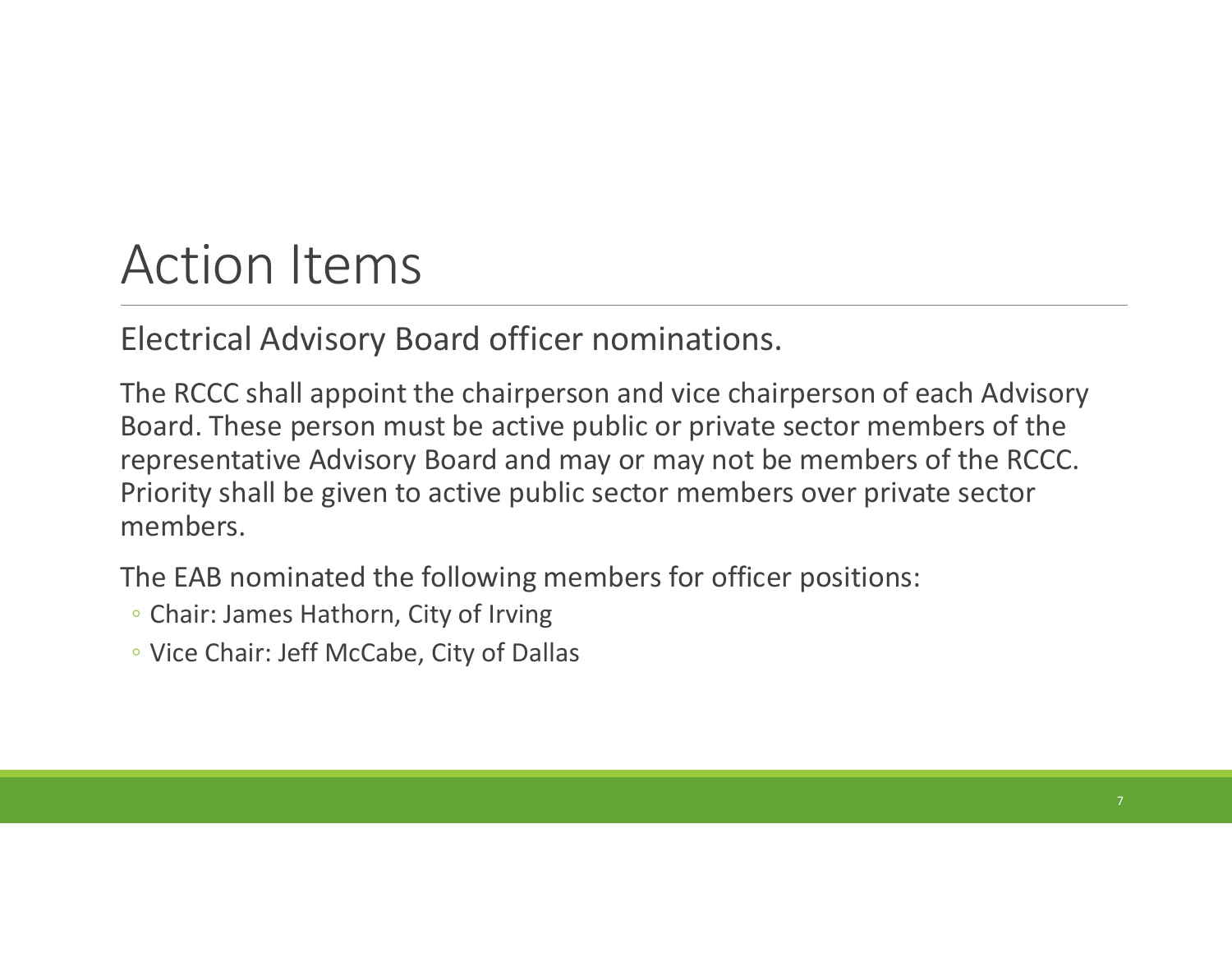# Action Items

Electrical Advisory Board officer nominations.

The RCCC shall appoint the chairperson and vice chairperson of each Advisory Board. These person must be active public or private sector members of the representative Advisory Board and may or may not be members of the RCCC. Priority shall be given to active public sector members over private sector members.

The EAB nominated the following members for officer positions:

- Chair: James Hathorn, City of Irving
- Vice Chair: Jeff McCabe, City of Dallas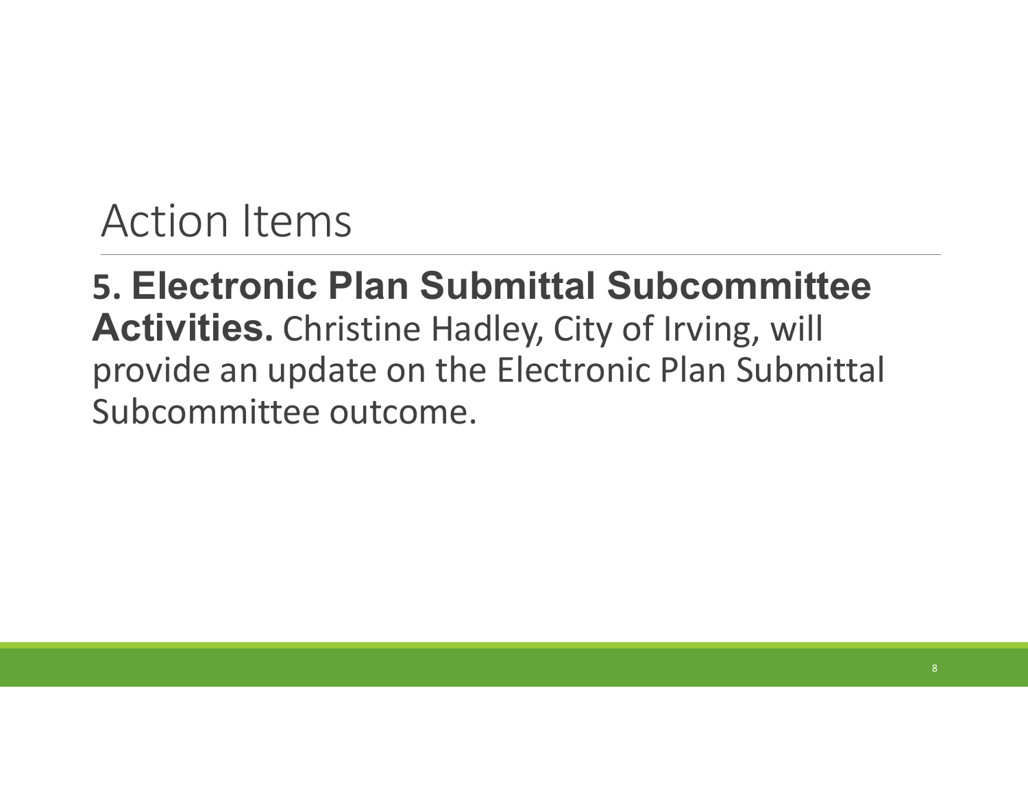# Action Items

**5. Electronic Plan Submittal Subcommittee Activities.** Christine Hadley, City of Irving, will provide an update on the Electronic Plan Submittal Subcommittee outcome.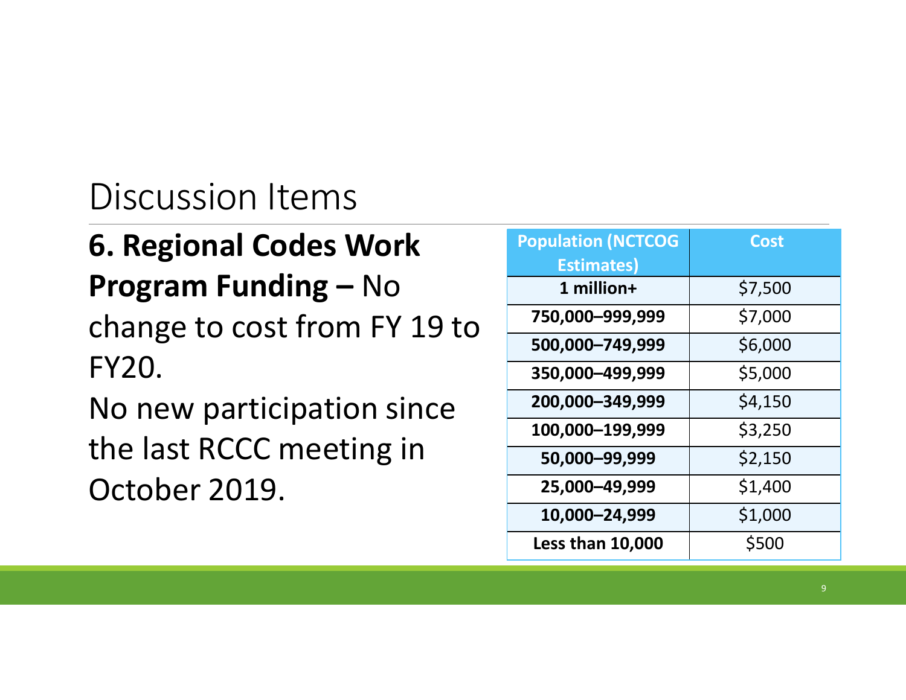# Discussion Items

**6. Regional Codes Work Program Funding –** No change to cost from FY 19 to FY20.

No new participation since the last RCCC meeting in October 2019.

| Population (NCTCOG Estimates) | Cost |
|---|---|
| **1 million+** | $7,500 |
| **750,000–999,999** | $7,000 |
| **500,000–749,999** | $6,000 |
| **350,000–499,999** | $5,000 |
| **200,000–349,999** | $4,150 |
| **100,000–199,999** | $3,250 |
| **50,000–99,999** | $2,150 |
| **25,000–49,999** | $1,400 |
| **10,000–24,999** | $1,000 |
| **Less than 10,000** | $500 |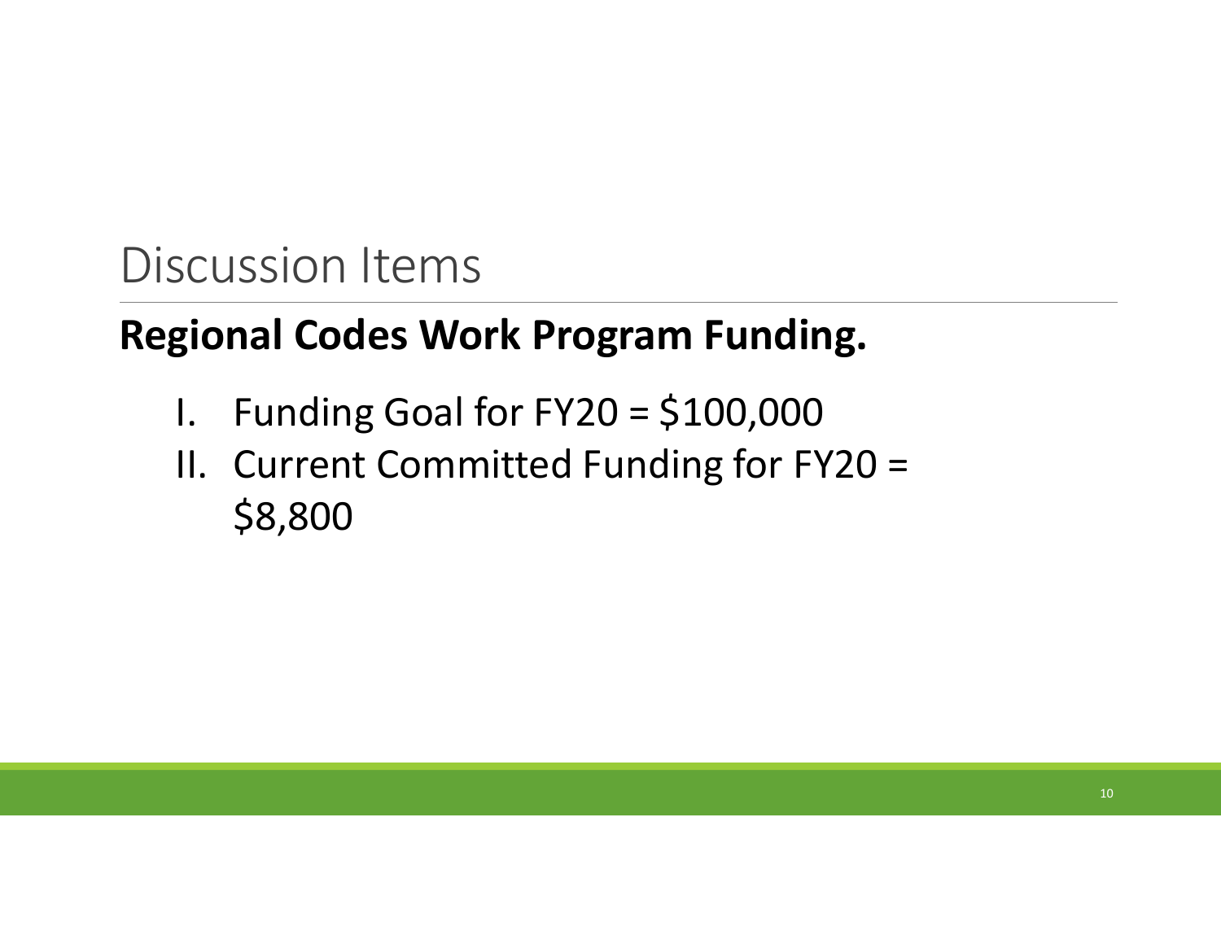# Discussion Items

**Regional Codes Work Program Funding.**

I. Funding Goal for FY20 = $100,000
II. Current Committed Funding for FY20 = $8,800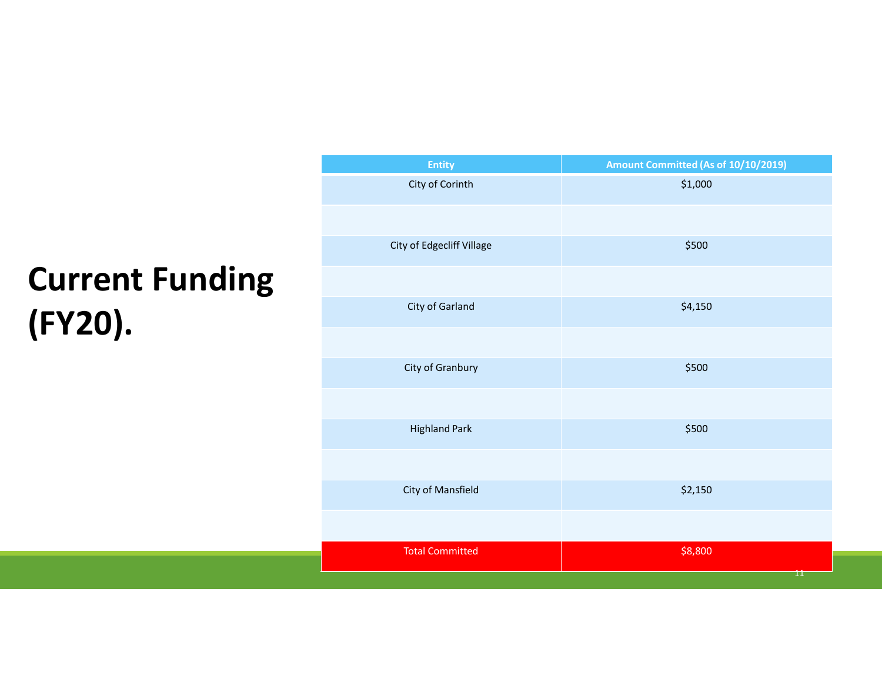# Current Funding (FY20).

| Entity | Amount Committed (As of 10/10/2019) |
| --- | --- |
| City of Corinth | $1,000 |
| | |
| City of Edgecliff Village | $500 |
| | |
| City of Garland | $4,150 |
| | |
| City of Granbury | $500 |
| | |
| Highland Park | $500 |
| | |
| City of Mansfield | $2,150 |
| | |
| Total Committed | $8,800 |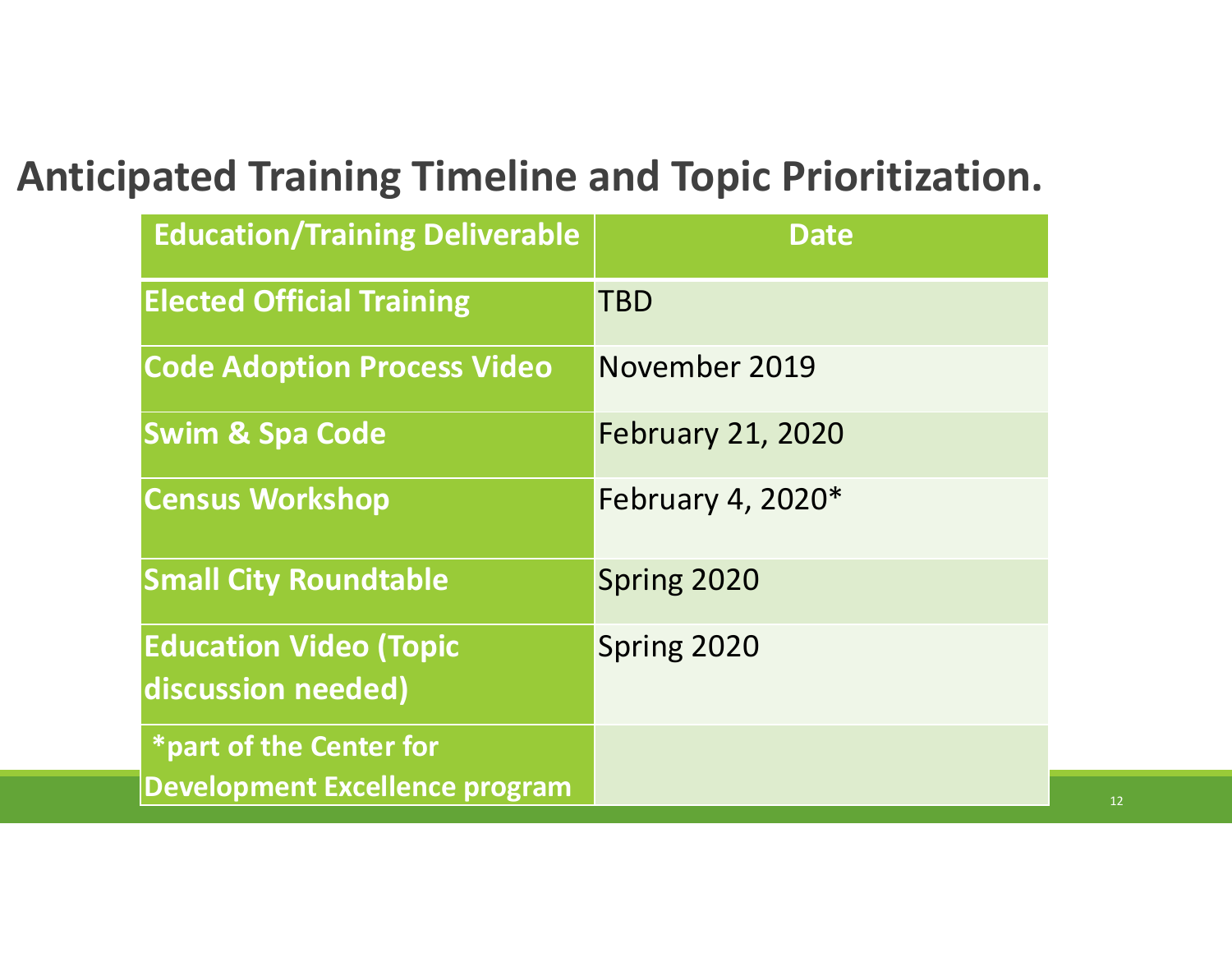# Anticipated Training Timeline and Topic Prioritization.

| Education/Training Deliverable | Date |
| --- | --- |
| **Elected Official Training** | TBD |
| **Code Adoption Process Video** | November 2019 |
| **Swim & Spa Code** | February 21, 2020 |
| **Census Workshop** | February 4, 2020* |
| **Small City Roundtable** | Spring 2020 |
| **Education Video (Topic discussion needed)** | Spring 2020 |
| ***part of the Center for Development Excellence program** | |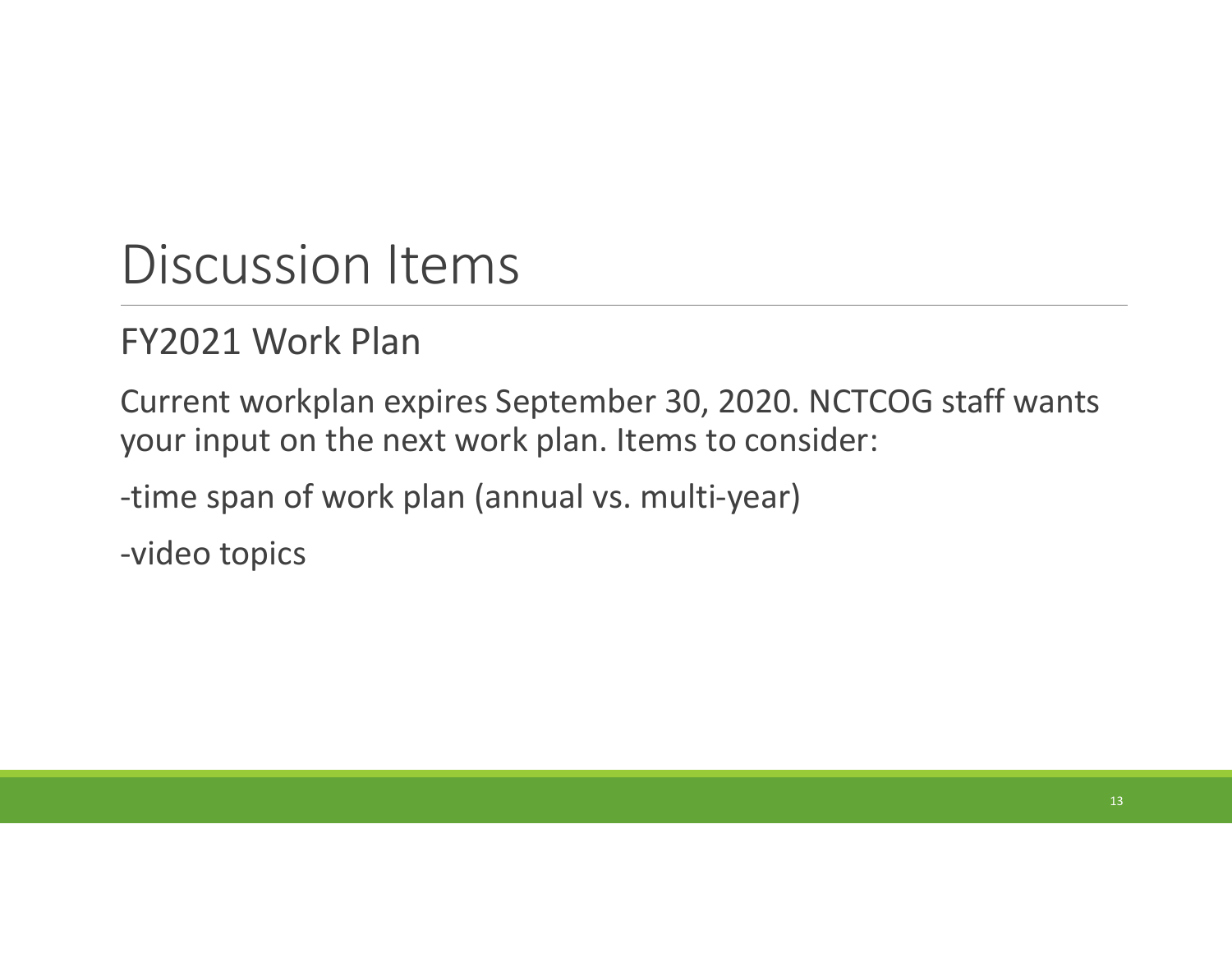# Discussion Items

## FY2021 Work Plan

Current workplan expires September 30, 2020. NCTCOG staff wants your input on the next work plan. Items to consider:

-time span of work plan (annual vs. multi-year)

-video topics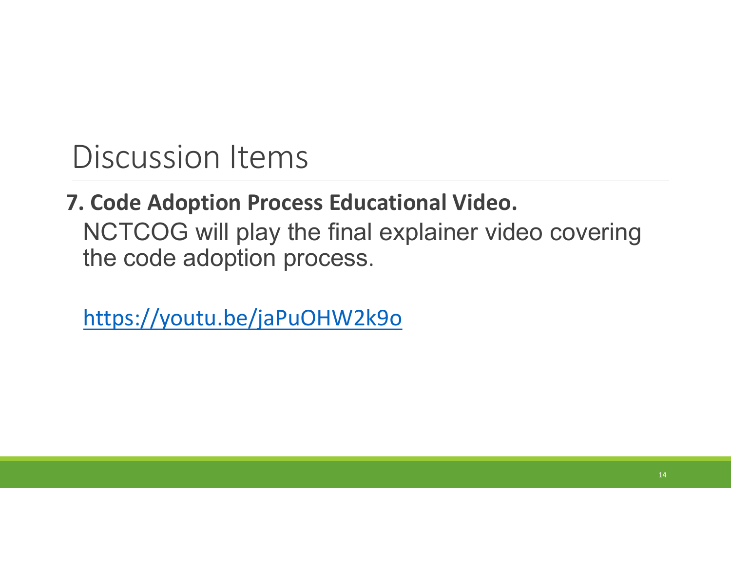# Discussion Items

**7. Code Adoption Process Educational Video.**

NCTCOG will play the final explainer video covering the code adoption process.

https://youtu.be/jaPuOHW2k9o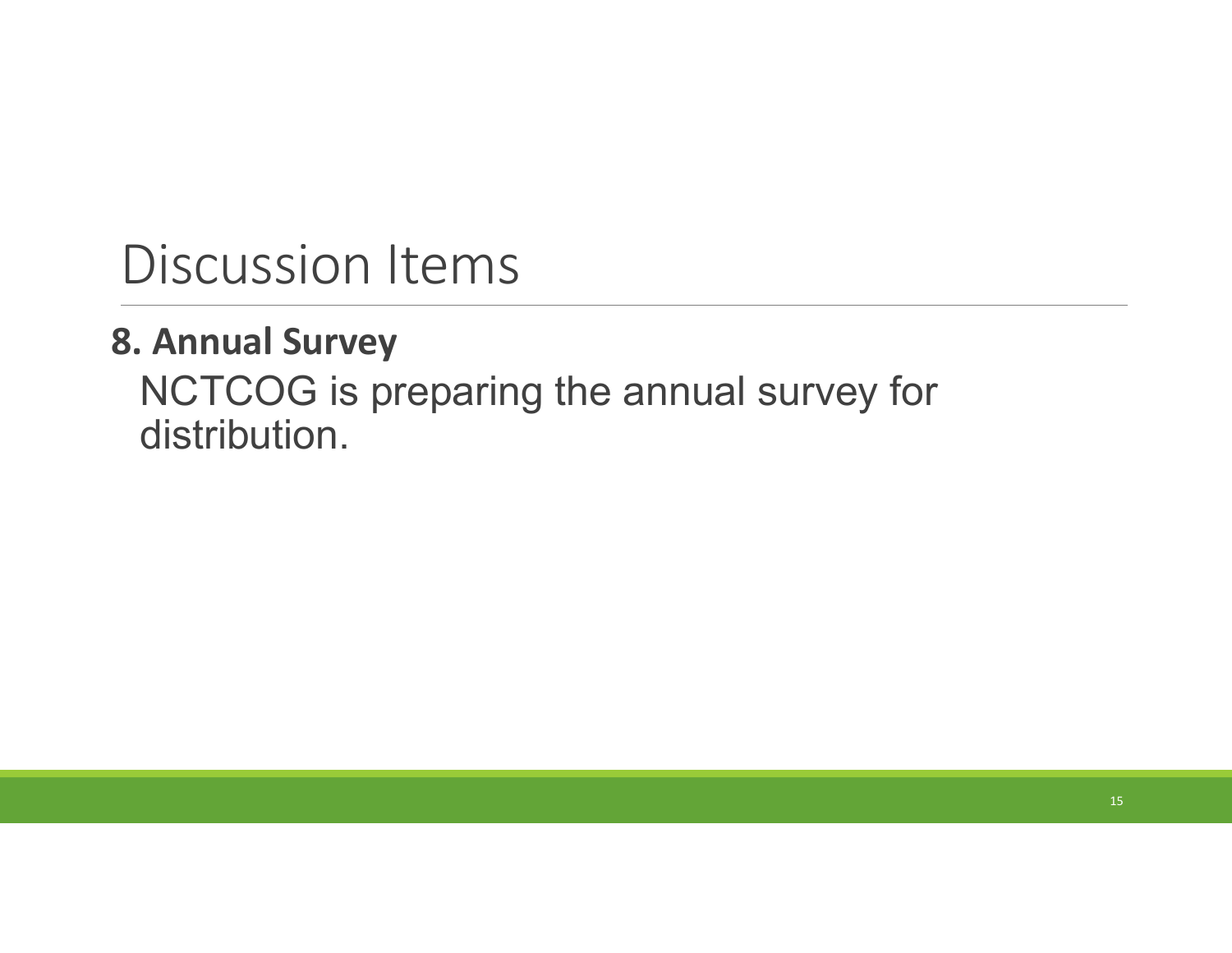# Discussion Items

**8. Annual Survey**

NCTCOG is preparing the annual survey for distribution.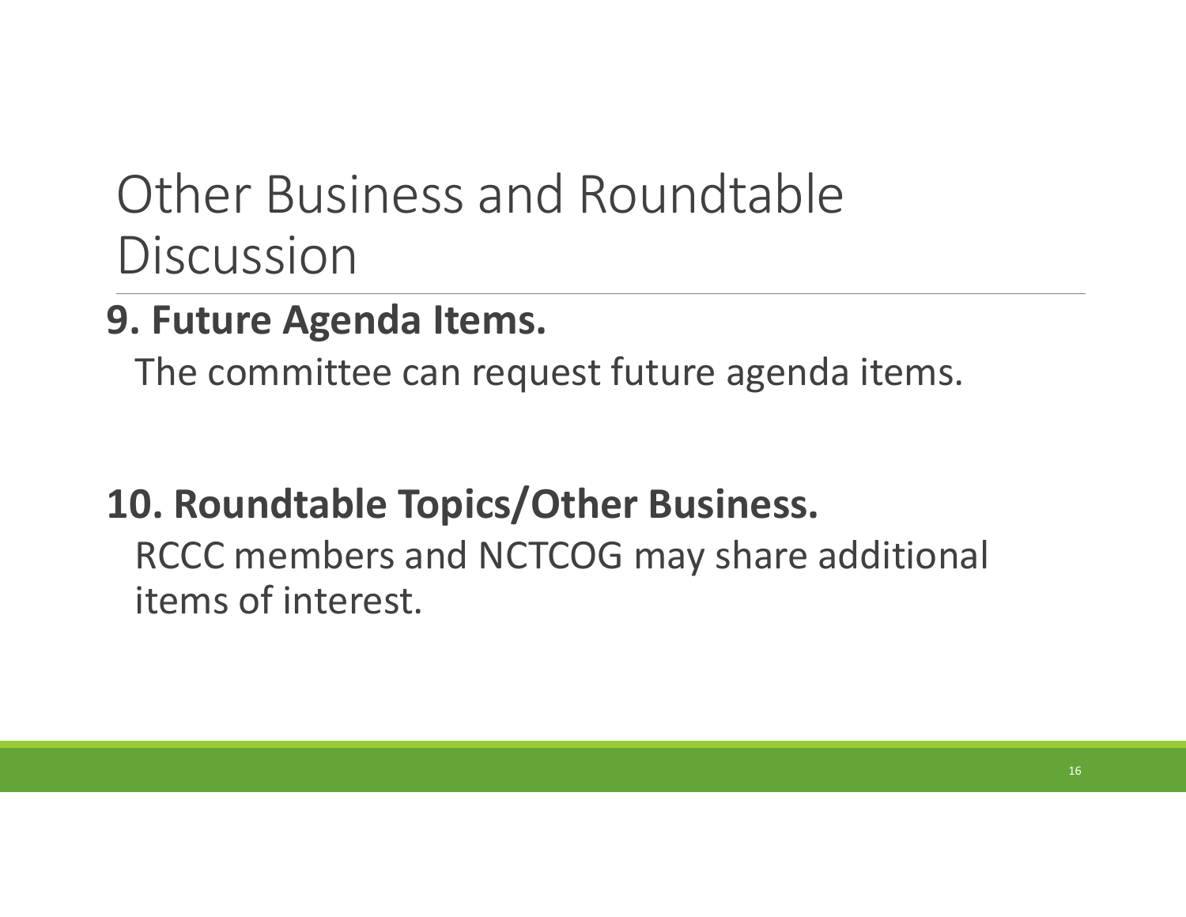# Other Business and Roundtable Discussion

## 9. Future Agenda Items.

The committee can request future agenda items.

## 10. Roundtable Topics/Other Business.

RCCC members and NCTCOG may share additional items of interest.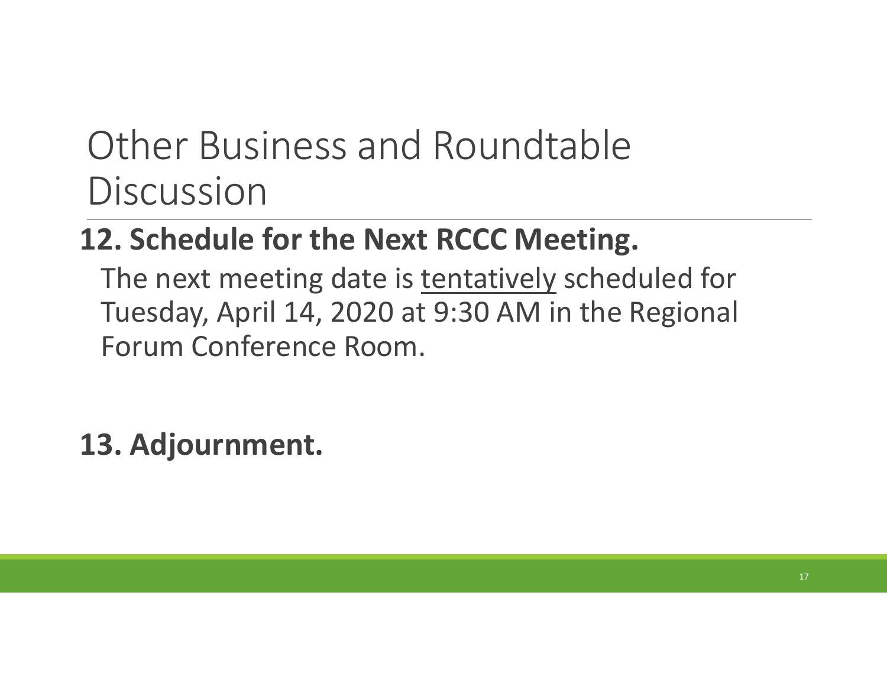# Other Business and Roundtable Discussion

**12. Schedule for the Next RCCC Meeting.**

The next meeting date is <u>tentatively</u> scheduled for Tuesday, April 14, 2020 at 9:30 AM in the Regional Forum Conference Room.

**13. Adjournment.**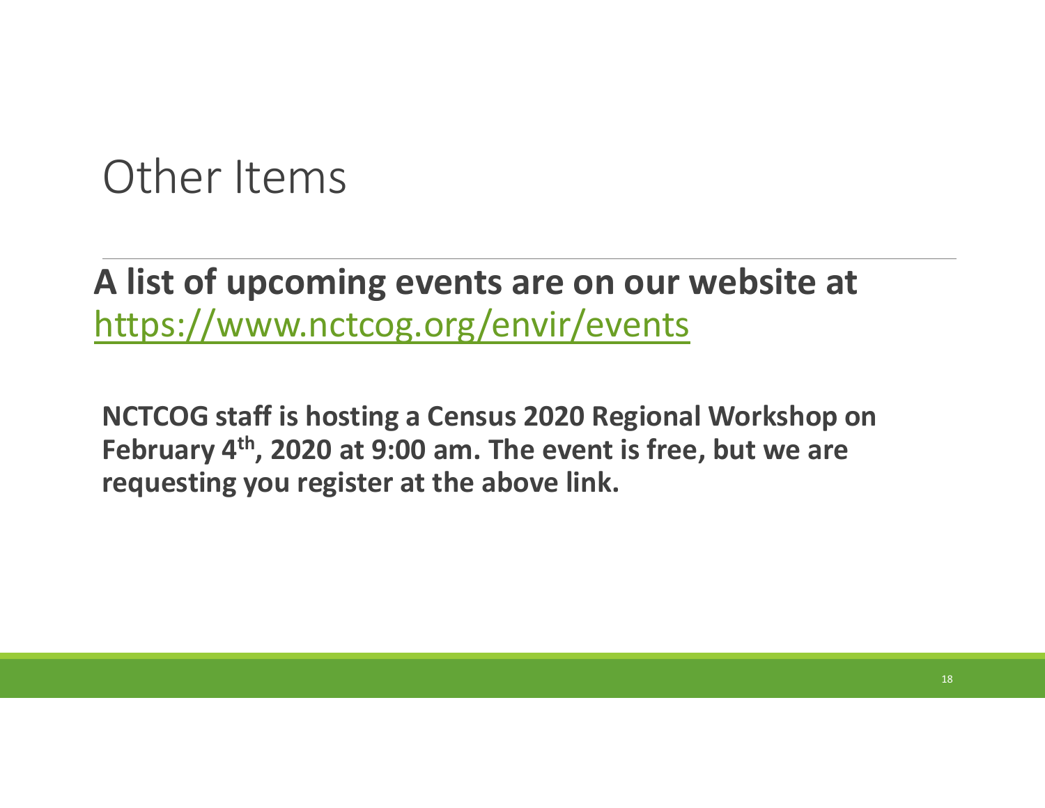# Other Items

**A list of upcoming events are on our website at** https://www.nctcog.org/envir/events

**NCTCOG staff is hosting a Census 2020 Regional Workshop on February 4th, 2020 at 9:00 am. The event is free, but we are requesting you register at the above link.**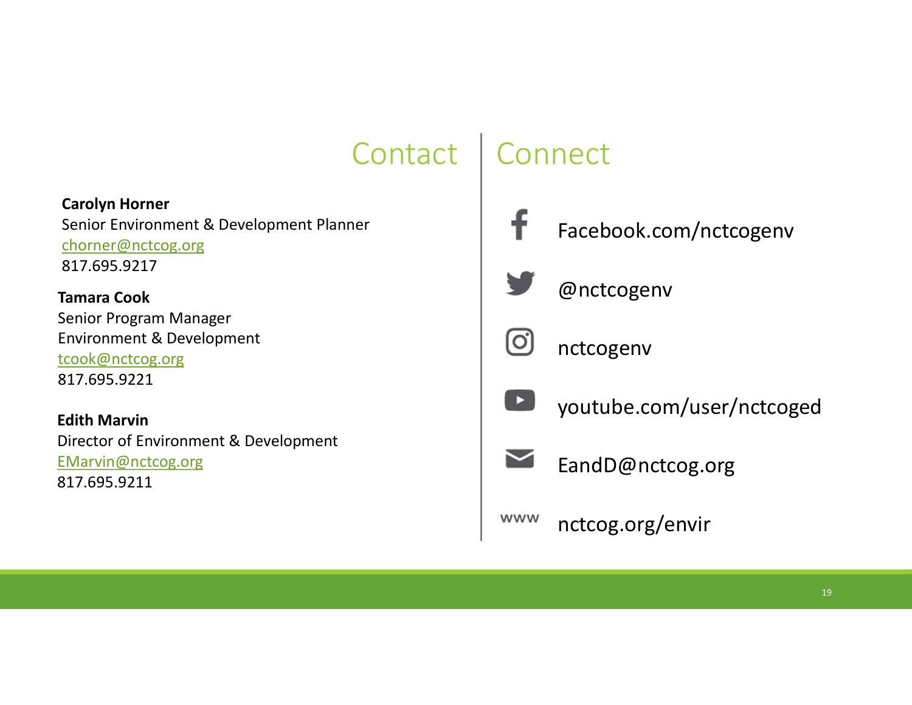## Contact

**Carolyn Horner**
Senior Environment & Development Planner
chorner@nctcog.org
817.695.9217

**Tamara Cook**
Senior Program Manager
Environment & Development
tcook@nctcog.org
817.695.9221

**Edith Marvin**
Director of Environment & Development
EMarvin@nctcog.org
817.695.9211

## Connect

Facebook.com/nctcogenv

@nctcogenv

nctcogenv

youtube.com/user/nctcoged

EandD@nctcog.org

www nctcog.org/envir